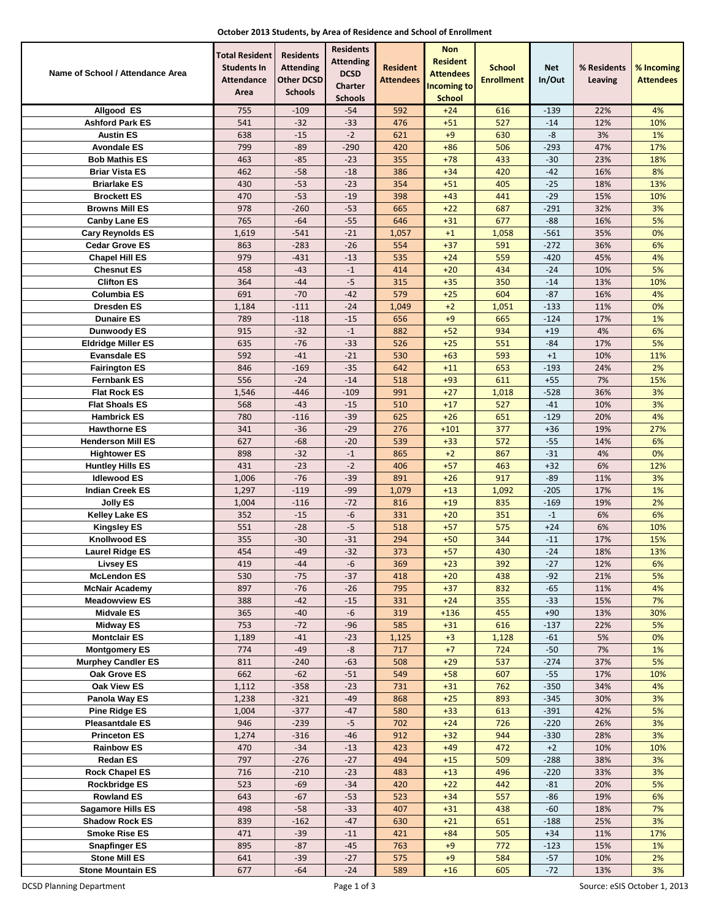**October 2013 Students, by Area of Residence and School of Enrollment**

| Name of School / Attendance Area | Total Resident Students In Attendance Area | Residents Attending Other DCSD Schools | Residents Attending DCSD Charter Schools | Resident Attendees | Non Resident Attendees Incoming to School | School Enrollment | Net In/Out | % Residents Leaving | % Incoming Attendees |
|---|---|---|---|---|---|---|---|---|---|
| Allgood ES | 755 | -109 | -54 | 592 | +24 | 616 | -139 | 22% | 4% |
| Ashford Park ES | 541 | -32 | -33 | 476 | +51 | 527 | -14 | 12% | 10% |
| Austin ES | 638 | -15 | -2 | 621 | +9 | 630 | -8 | 3% | 1% |
| Avondale ES | 799 | -89 | -290 | 420 | +86 | 506 | -293 | 47% | 17% |
| Bob Mathis ES | 463 | -85 | -23 | 355 | +78 | 433 | -30 | 23% | 18% |
| Briar Vista ES | 462 | -58 | -18 | 386 | +34 | 420 | -42 | 16% | 8% |
| Briarlake ES | 430 | -53 | -23 | 354 | +51 | 405 | -25 | 18% | 13% |
| Brockett ES | 470 | -53 | -19 | 398 | +43 | 441 | -29 | 15% | 10% |
| Browns Mill ES | 978 | -260 | -53 | 665 | +22 | 687 | -291 | 32% | 3% |
| Canby Lane ES | 765 | -64 | -55 | 646 | +31 | 677 | -88 | 16% | 5% |
| Cary Reynolds ES | 1,619 | -541 | -21 | 1,057 | +1 | 1,058 | -561 | 35% | 0% |
| Cedar Grove ES | 863 | -283 | -26 | 554 | +37 | 591 | -272 | 36% | 6% |
| Chapel Hill ES | 979 | -431 | -13 | 535 | +24 | 559 | -420 | 45% | 4% |
| Chesnut ES | 458 | -43 | -1 | 414 | +20 | 434 | -24 | 10% | 5% |
| Clifton ES | 364 | -44 | -5 | 315 | +35 | 350 | -14 | 13% | 10% |
| Columbia ES | 691 | -70 | -42 | 579 | +25 | 604 | -87 | 16% | 4% |
| Dresden ES | 1,184 | -111 | -24 | 1,049 | +2 | 1,051 | -133 | 11% | 0% |
| Dunaire ES | 789 | -118 | -15 | 656 | +9 | 665 | -124 | 17% | 1% |
| Dunwoody ES | 915 | -32 | -1 | 882 | +52 | 934 | +19 | 4% | 6% |
| Eldridge Miller ES | 635 | -76 | -33 | 526 | +25 | 551 | -84 | 17% | 5% |
| Evansdale ES | 592 | -41 | -21 | 530 | +63 | 593 | +1 | 10% | 11% |
| Fairington ES | 846 | -169 | -35 | 642 | +11 | 653 | -193 | 24% | 2% |
| Fernbank ES | 556 | -24 | -14 | 518 | +93 | 611 | +55 | 7% | 15% |
| Flat Rock ES | 1,546 | -446 | -109 | 991 | +27 | 1,018 | -528 | 36% | 3% |
| Flat Shoals ES | 568 | -43 | -15 | 510 | +17 | 527 | -41 | 10% | 3% |
| Hambrick ES | 780 | -116 | -39 | 625 | +26 | 651 | -129 | 20% | 4% |
| Hawthorne ES | 341 | -36 | -29 | 276 | +101 | 377 | +36 | 19% | 27% |
| Henderson Mill ES | 627 | -68 | -20 | 539 | +33 | 572 | -55 | 14% | 6% |
| Hightower ES | 898 | -32 | -1 | 865 | +2 | 867 | -31 | 4% | 0% |
| Huntley Hills ES | 431 | -23 | -2 | 406 | +57 | 463 | +32 | 6% | 12% |
| Idlewood ES | 1,006 | -76 | -39 | 891 | +26 | 917 | -89 | 11% | 3% |
| Indian Creek ES | 1,297 | -119 | -99 | 1,079 | +13 | 1,092 | -205 | 17% | 1% |
| Jolly ES | 1,004 | -116 | -72 | 816 | +19 | 835 | -169 | 19% | 2% |
| Kelley Lake ES | 352 | -15 | -6 | 331 | +20 | 351 | -1 | 6% | 6% |
| Kingsley ES | 551 | -28 | -5 | 518 | +57 | 575 | +24 | 6% | 10% |
| Knollwood ES | 355 | -30 | -31 | 294 | +50 | 344 | -11 | 17% | 15% |
| Laurel Ridge ES | 454 | -49 | -32 | 373 | +57 | 430 | -24 | 18% | 13% |
| Livsey ES | 419 | -44 | -6 | 369 | +23 | 392 | -27 | 12% | 6% |
| McLendon ES | 530 | -75 | -37 | 418 | +20 | 438 | -92 | 21% | 5% |
| McNair Academy | 897 | -76 | -26 | 795 | +37 | 832 | -65 | 11% | 4% |
| Meadowview ES | 388 | -42 | -15 | 331 | +24 | 355 | -33 | 15% | 7% |
| Midvale ES | 365 | -40 | -6 | 319 | +136 | 455 | +90 | 13% | 30% |
| Midway ES | 753 | -72 | -96 | 585 | +31 | 616 | -137 | 22% | 5% |
| Montclair ES | 1,189 | -41 | -23 | 1,125 | +3 | 1,128 | -61 | 5% | 0% |
| Montgomery ES | 774 | -49 | -8 | 717 | +7 | 724 | -50 | 7% | 1% |
| Murphey Candler ES | 811 | -240 | -63 | 508 | +29 | 537 | -274 | 37% | 5% |
| Oak Grove ES | 662 | -62 | -51 | 549 | +58 | 607 | -55 | 17% | 10% |
| Oak View ES | 1,112 | -358 | -23 | 731 | +31 | 762 | -350 | 34% | 4% |
| Panola Way ES | 1,238 | -321 | -49 | 868 | +25 | 893 | -345 | 30% | 3% |
| Pine Ridge ES | 1,004 | -377 | -47 | 580 | +33 | 613 | -391 | 42% | 5% |
| Pleasantdale ES | 946 | -239 | -5 | 702 | +24 | 726 | -220 | 26% | 3% |
| Princeton ES | 1,274 | -316 | -46 | 912 | +32 | 944 | -330 | 28% | 3% |
| Rainbow ES | 470 | -34 | -13 | 423 | +49 | 472 | +2 | 10% | 10% |
| Redan ES | 797 | -276 | -27 | 494 | +15 | 509 | -288 | 38% | 3% |
| Rock Chapel ES | 716 | -210 | -23 | 483 | +13 | 496 | -220 | 33% | 3% |
| Rockbridge ES | 523 | -69 | -34 | 420 | +22 | 442 | -81 | 20% | 5% |
| Rowland ES | 643 | -67 | -53 | 523 | +34 | 557 | -86 | 19% | 6% |
| Sagamore Hills ES | 498 | -58 | -33 | 407 | +31 | 438 | -60 | 18% | 7% |
| Shadow Rock ES | 839 | -162 | -47 | 630 | +21 | 651 | -188 | 25% | 3% |
| Smoke Rise ES | 471 | -39 | -11 | 421 | +84 | 505 | +34 | 11% | 17% |
| Snapfinger ES | 895 | -87 | -45 | 763 | +9 | 772 | -123 | 15% | 1% |
| Stone Mill ES | 641 | -39 | -27 | 575 | +9 | 584 | -57 | 10% | 2% |
| Stone Mountain ES | 677 | -64 | -24 | 589 | +16 | 605 | -72 | 13% | 3% |

DCSD Planning Department

Source: eSIS October 1, 2013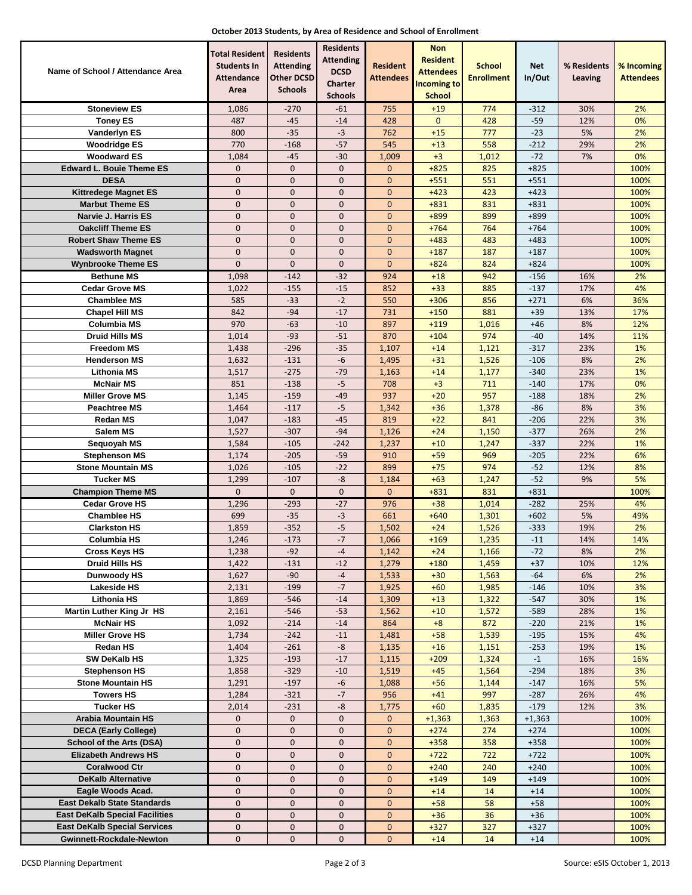**October 2013 Students, by Area of Residence and School of Enrollment**

| Name of School / Attendance Area | Total Resident Students In Attendance Area | Residents Attending Other DCSD Schools | Residents Attending DCSD Charter Schools | Resident Attendees | Non Resident Attendees Incoming to School | School Enrollment | Net In/Out | % Residents Leaving | % Incoming Attendees |
|---|---|---|---|---|---|---|---|---|---|
| Stoneview ES | 1,086 | -270 | -61 | 755 | +19 | 774 | -312 | 30% | 2% |
| Toney ES | 487 | -45 | -14 | 428 | 0 | 428 | -59 | 12% | 0% |
| Vanderlyn ES | 800 | -35 | -3 | 762 | +15 | 777 | -23 | 5% | 2% |
| Woodridge ES | 770 | -168 | -57 | 545 | +13 | 558 | -212 | 29% | 2% |
| Woodward ES | 1,084 | -45 | -30 | 1,009 | +3 | 1,012 | -72 | 7% | 0% |
| Edward L. Bouie Theme ES | 0 | 0 | 0 | 0 | +825 | 825 | +825 | | 100% |
| DESA | 0 | 0 | 0 | 0 | +551 | 551 | +551 | | 100% |
| Kittredege Magnet ES | 0 | 0 | 0 | 0 | +423 | 423 | +423 | | 100% |
| Marbut Theme ES | 0 | 0 | 0 | 0 | +831 | 831 | +831 | | 100% |
| Narvie J. Harris ES | 0 | 0 | 0 | 0 | +899 | 899 | +899 | | 100% |
| Oakcliff Theme ES | 0 | 0 | 0 | 0 | +764 | 764 | +764 | | 100% |
| Robert Shaw Theme ES | 0 | 0 | 0 | 0 | +483 | 483 | +483 | | 100% |
| Wadsworth Magnet | 0 | 0 | 0 | 0 | +187 | 187 | +187 | | 100% |
| Wynbrooke Theme ES | 0 | 0 | 0 | 0 | +824 | 824 | +824 | | 100% |
| Bethune MS | 1,098 | -142 | -32 | 924 | +18 | 942 | -156 | 16% | 2% |
| Cedar Grove MS | 1,022 | -155 | -15 | 852 | +33 | 885 | -137 | 17% | 4% |
| Chamblee MS | 585 | -33 | -2 | 550 | +306 | 856 | +271 | 6% | 36% |
| Chapel Hill MS | 842 | -94 | -17 | 731 | +150 | 881 | +39 | 13% | 17% |
| Columbia MS | 970 | -63 | -10 | 897 | +119 | 1,016 | +46 | 8% | 12% |
| Druid Hills MS | 1,014 | -93 | -51 | 870 | +104 | 974 | -40 | 14% | 11% |
| Freedom MS | 1,438 | -296 | -35 | 1,107 | +14 | 1,121 | -317 | 23% | 1% |
| Henderson MS | 1,632 | -131 | -6 | 1,495 | +31 | 1,526 | -106 | 8% | 2% |
| Lithonia MS | 1,517 | -275 | -79 | 1,163 | +14 | 1,177 | -340 | 23% | 1% |
| McNair MS | 851 | -138 | -5 | 708 | +3 | 711 | -140 | 17% | 0% |
| Miller Grove MS | 1,145 | -159 | -49 | 937 | +20 | 957 | -188 | 18% | 2% |
| Peachtree MS | 1,464 | -117 | -5 | 1,342 | +36 | 1,378 | -86 | 8% | 3% |
| Redan MS | 1,047 | -183 | -45 | 819 | +22 | 841 | -206 | 22% | 3% |
| Salem MS | 1,527 | -307 | -94 | 1,126 | +24 | 1,150 | -377 | 26% | 2% |
| Sequoyah MS | 1,584 | -105 | -242 | 1,237 | +10 | 1,247 | -337 | 22% | 1% |
| Stephenson MS | 1,174 | -205 | -59 | 910 | +59 | 969 | -205 | 22% | 6% |
| Stone Mountain MS | 1,026 | -105 | -22 | 899 | +75 | 974 | -52 | 12% | 8% |
| Tucker MS | 1,299 | -107 | -8 | 1,184 | +63 | 1,247 | -52 | 9% | 5% |
| Champion Theme MS | 0 | 0 | 0 | 0 | +831 | 831 | +831 | | 100% |
| Cedar Grove HS | 1,296 | -293 | -27 | 976 | +38 | 1,014 | -282 | 25% | 4% |
| Chamblee HS | 699 | -35 | -3 | 661 | +640 | 1,301 | +602 | 5% | 49% |
| Clarkston HS | 1,859 | -352 | -5 | 1,502 | +24 | 1,526 | -333 | 19% | 2% |
| Columbia HS | 1,246 | -173 | -7 | 1,066 | +169 | 1,235 | -11 | 14% | 14% |
| Cross Keys HS | 1,238 | -92 | -4 | 1,142 | +24 | 1,166 | -72 | 8% | 2% |
| Druid Hills HS | 1,422 | -131 | -12 | 1,279 | +180 | 1,459 | +37 | 10% | 12% |
| Dunwoody HS | 1,627 | -90 | -4 | 1,533 | +30 | 1,563 | -64 | 6% | 2% |
| Lakeside HS | 2,131 | -199 | -7 | 1,925 | +60 | 1,985 | -146 | 10% | 3% |
| Lithonia HS | 1,869 | -546 | -14 | 1,309 | +13 | 1,322 | -547 | 30% | 1% |
| Martin Luther King Jr HS | 2,161 | -546 | -53 | 1,562 | +10 | 1,572 | -589 | 28% | 1% |
| McNair HS | 1,092 | -214 | -14 | 864 | +8 | 872 | -220 | 21% | 1% |
| Miller Grove HS | 1,734 | -242 | -11 | 1,481 | +58 | 1,539 | -195 | 15% | 4% |
| Redan HS | 1,404 | -261 | -8 | 1,135 | +16 | 1,151 | -253 | 19% | 1% |
| SW DeKalb HS | 1,325 | -193 | -17 | 1,115 | +209 | 1,324 | -1 | 16% | 16% |
| Stephenson HS | 1,858 | -329 | -10 | 1,519 | +45 | 1,564 | -294 | 18% | 3% |
| Stone Mountain HS | 1,291 | -197 | -6 | 1,088 | +56 | 1,144 | -147 | 16% | 5% |
| Towers HS | 1,284 | -321 | -7 | 956 | +41 | 997 | -287 | 26% | 4% |
| Tucker HS | 2,014 | -231 | -8 | 1,775 | +60 | 1,835 | -179 | 12% | 3% |
| Arabia Mountain HS | 0 | 0 | 0 | 0 | +1,363 | 1,363 | +1,363 | | 100% |
| DECA (Early College) | 0 | 0 | 0 | 0 | +274 | 274 | +274 | | 100% |
| School of the Arts (DSA) | 0 | 0 | 0 | 0 | +358 | 358 | +358 | | 100% |
| Elizabeth Andrews HS | 0 | 0 | 0 | 0 | +722 | 722 | +722 | | 100% |
| Coralwood Ctr | 0 | 0 | 0 | 0 | +240 | 240 | +240 | | 100% |
| DeKalb Alternative | 0 | 0 | 0 | 0 | +149 | 149 | +149 | | 100% |
| Eagle Woods Acad. | 0 | 0 | 0 | 0 | +14 | 14 | +14 | | 100% |
| East Dekalb State Standards | 0 | 0 | 0 | 0 | +58 | 58 | +58 | | 100% |
| East DeKalb Special Facilities | 0 | 0 | 0 | 0 | +36 | 36 | +36 | | 100% |
| East DeKalb Special Services | 0 | 0 | 0 | 0 | +327 | 327 | +327 | | 100% |
| Gwinnett-Rockdale-Newton | 0 | 0 | 0 | 0 | +14 | 14 | +14 | | 100% |

DCSD Planning Department — Source: eSIS October 1, 2013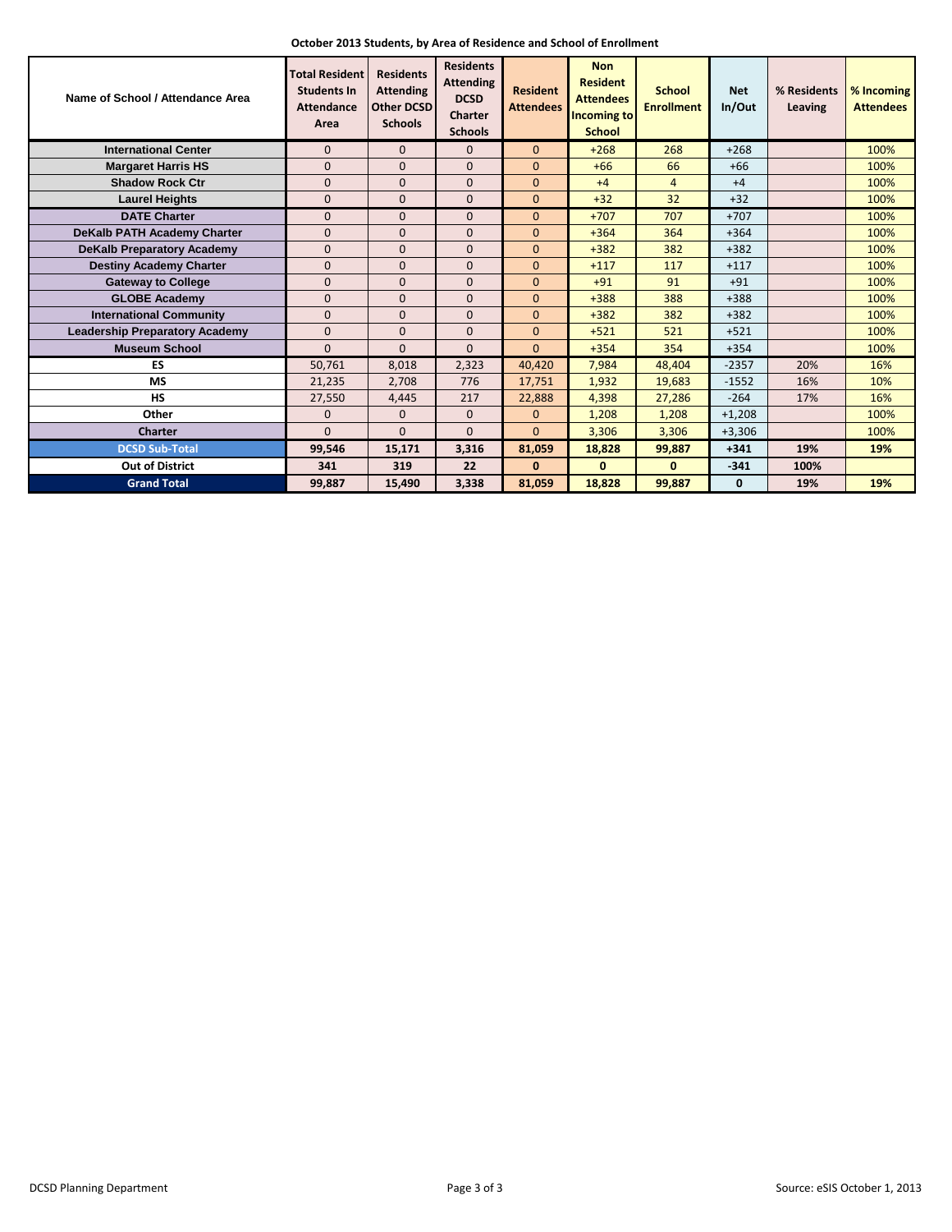**October 2013 Students, by Area of Residence and School of Enrollment**

| Name of School / Attendance Area | Total Resident Students In Attendance Area | Residents Attending Other DCSD Schools | Residents Attending DCSD Charter Schools | Resident Attendees | Non Resident Attendees Incoming to School | School Enrollment | Net In/Out | % Residents Leaving | % Incoming Attendees |
|---|---|---|---|---|---|---|---|---|---|
| International Center | 0 | 0 | 0 | 0 | +268 | 268 | +268 | | 100% |
| Margaret Harris HS | 0 | 0 | 0 | 0 | +66 | 66 | +66 | | 100% |
| Shadow Rock Ctr | 0 | 0 | 0 | 0 | +4 | 4 | +4 | | 100% |
| Laurel Heights | 0 | 0 | 0 | 0 | +32 | 32 | +32 | | 100% |
| DATE Charter | 0 | 0 | 0 | 0 | +707 | 707 | +707 | | 100% |
| DeKalb PATH Academy Charter | 0 | 0 | 0 | 0 | +364 | 364 | +364 | | 100% |
| DeKalb Preparatory Academy | 0 | 0 | 0 | 0 | +382 | 382 | +382 | | 100% |
| Destiny Academy Charter | 0 | 0 | 0 | 0 | +117 | 117 | +117 | | 100% |
| Gateway to College | 0 | 0 | 0 | 0 | +91 | 91 | +91 | | 100% |
| GLOBE Academy | 0 | 0 | 0 | 0 | +388 | 388 | +388 | | 100% |
| International Community | 0 | 0 | 0 | 0 | +382 | 382 | +382 | | 100% |
| Leadership Preparatory Academy | 0 | 0 | 0 | 0 | +521 | 521 | +521 | | 100% |
| Museum School | 0 | 0 | 0 | 0 | +354 | 354 | +354 | | 100% |
| ES | 50,761 | 8,018 | 2,323 | 40,420 | 7,984 | 48,404 | -2357 | 20% | 16% |
| MS | 21,235 | 2,708 | 776 | 17,751 | 1,932 | 19,683 | -1552 | 16% | 10% |
| HS | 27,550 | 4,445 | 217 | 22,888 | 4,398 | 27,286 | -264 | 17% | 16% |
| Other | 0 | 0 | 0 | 0 | 1,208 | 1,208 | +1,208 | | 100% |
| Charter | 0 | 0 | 0 | 0 | 3,306 | 3,306 | +3,306 | | 100% |
| **DCSD Sub-Total** | **99,546** | **15,171** | **3,316** | **81,059** | **18,828** | **99,887** | **+341** | **19%** | **19%** |
| Out of District | **341** | **319** | **22** | **0** | **0** | **0** | **-341** | **100%** | |
| **Grand Total** | **99,887** | **15,490** | **3,338** | **81,059** | **18,828** | **99,887** | **0** | **19%** | **19%** |

DCSD Planning Department

Source: eSIS October 1, 2013